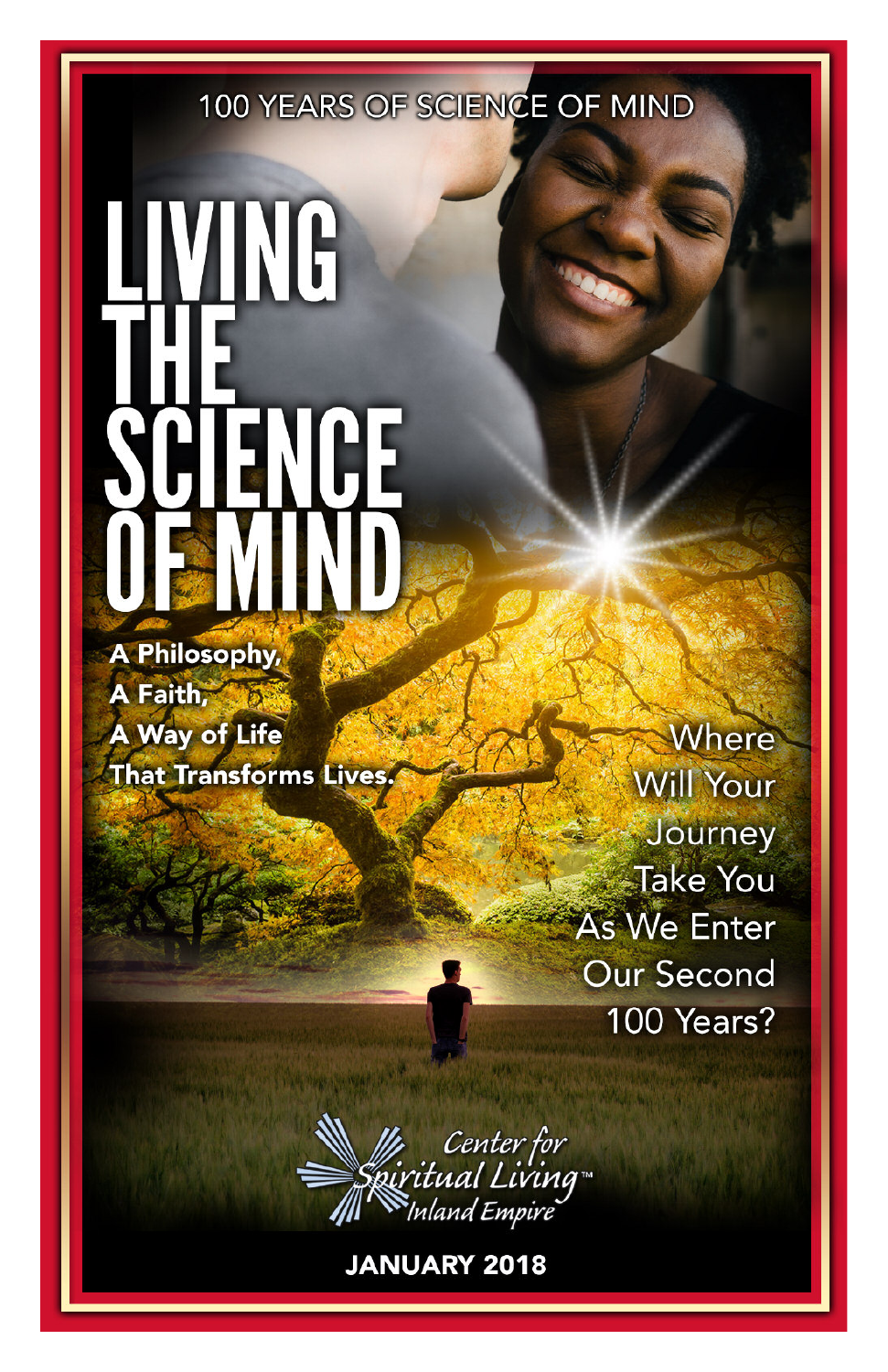100 YEARS OF SCIENCE OF MIND

# LIVING THE SCIENCE OF MIND

**A Philosophy,
A Faith,
A Way of Life
That Transforms Lives.**

Where Will Your Journey Take You As We Enter Our Second 100 Years?

*Center for Spiritual Living™ Inland Empire*

**JANUARY 2018**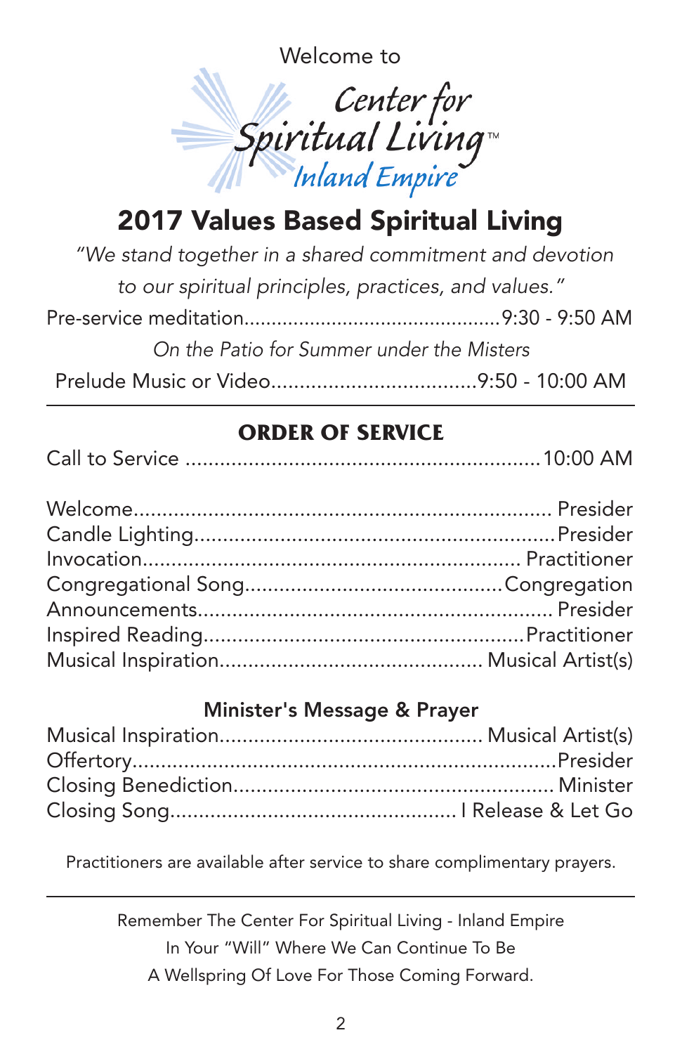Welcome to

Center for Spiritual Living™
Inland Empire

# 2017 Values Based Spiritual Living

*"We stand together in a shared commitment and devotion to our spiritual principles, practices, and values."*

Pre-service meditation..............................................9:30 - 9:50 AM

*On the Patio for Summer under the Misters*

Prelude Music or Video....................................9:50 - 10:00 AM

---

## ORDER OF SERVICE

Call to Service ..............................................................10:00 AM

Welcome........................................................................ Presider
Candle Lighting..............................................................Presider
Invocation................................................................. Practitioner
Congregational Song............................................Congregation
Announcements............................................................. Presider
Inspired Reading.......................................................Practitioner
Musical Inspiration............................................. Musical Artist(s)

### Minister's Message & Prayer

Musical Inspiration............................................. Musical Artist(s)
Offertory.........................................................................Presider
Closing Benediction....................................................... Minister
Closing Song................................................. I Release & Let Go

Practitioners are available after service to share complimentary prayers.

---

Remember The Center For Spiritual Living - Inland Empire
In Your "Will" Where We Can Continue To Be
A Wellspring Of Love For Those Coming Forward.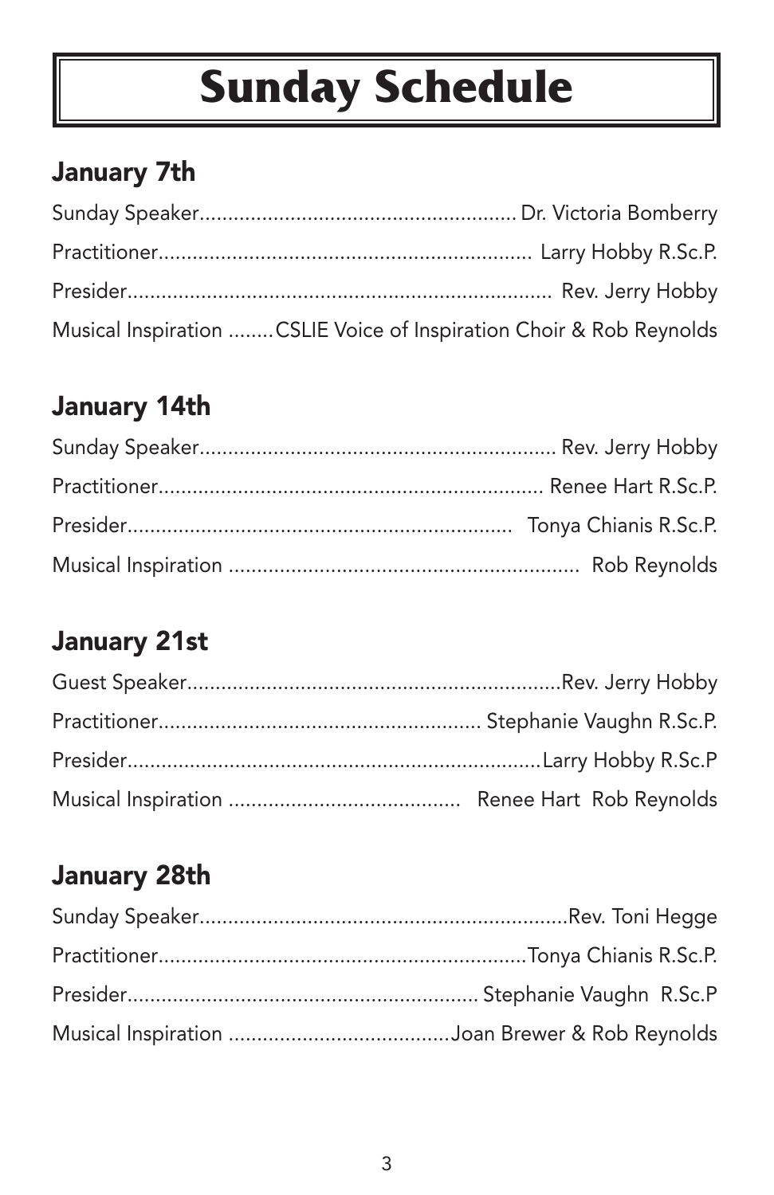# Sunday Schedule

## January 7th

Sunday Speaker....................................................... Dr. Victoria Bomberry
Practitioner................................................................. Larry Hobby R.Sc.P.
Presider.......................................................................... Rev. Jerry Hobby
Musical Inspiration ........CSLIE Voice of Inspiration Choir & Rob Reynolds

## January 14th

Sunday Speaker............................................................... Rev. Jerry Hobby
Practitioner.................................................................... Renee Hart R.Sc.P.
Presider.................................................................... Tonya Chianis R.Sc.P.
Musical Inspiration ............................................................. Rob Reynolds

## January 21st

Guest Speaker.................................................................Rev. Jerry Hobby
Practitioner........................................................ Stephanie Vaughn R.Sc.P.
Presider..........................................................................Larry Hobby R.Sc.P
Musical Inspiration ......................................... Renee Hart Rob Reynolds

## January 28th

Sunday Speaker.................................................................Rev. Toni Hegge
Practitioner................................................................Tonya Chianis R.Sc.P.
Presider............................................................ Stephanie Vaughn R.Sc.P
Musical Inspiration .......................................Joan Brewer & Rob Reynolds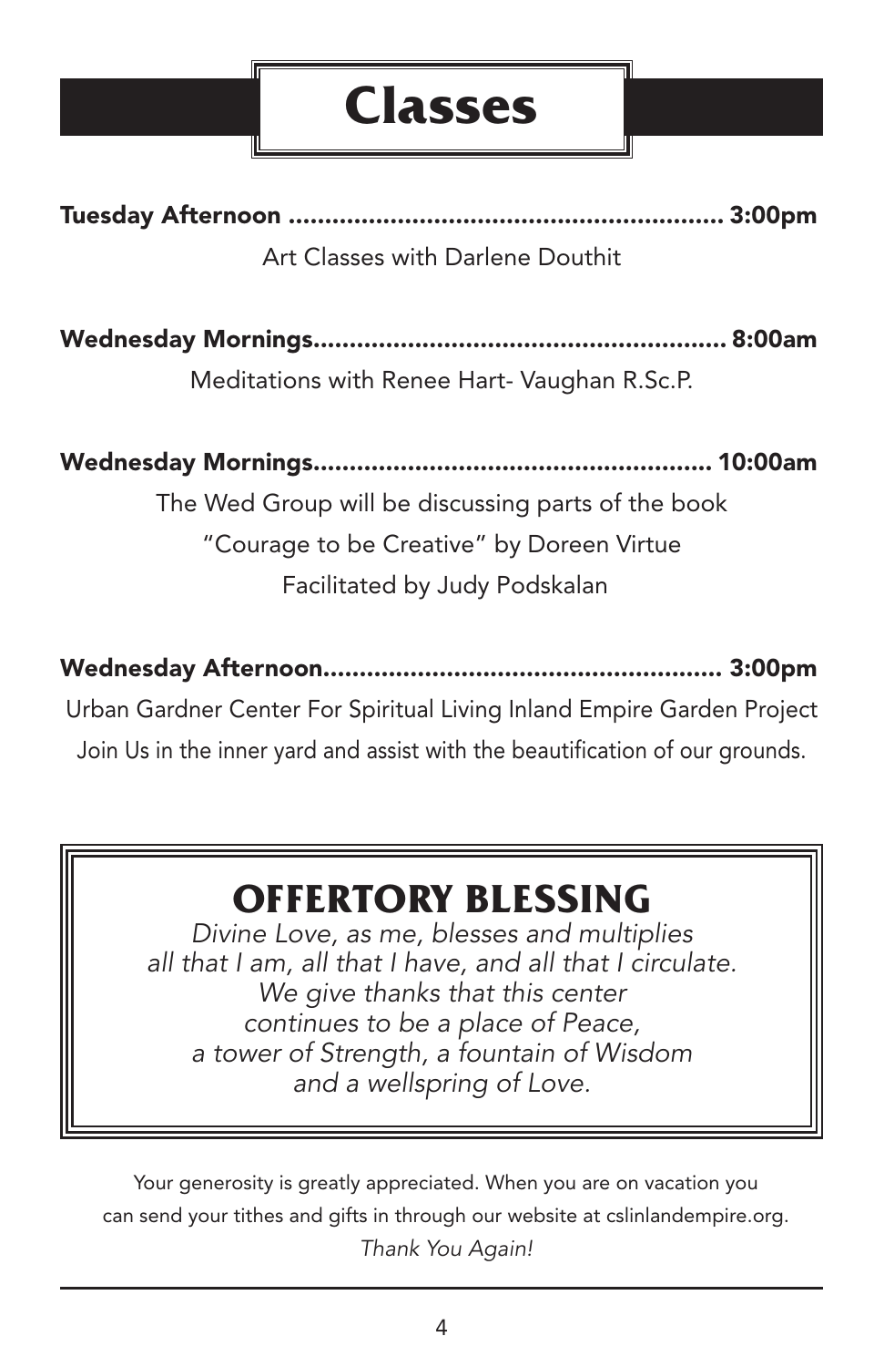# Classes

**Tuesday Afternoon ........................................................ 3:00pm**

Art Classes with Darlene Douthit

**Wednesday Mornings...................................................... 8:00am**

Meditations with Renee Hart- Vaughan R.Sc.P.

**Wednesday Mornings.................................................... 10:00am**

The Wed Group will be discussing parts of the book
"Courage to be Creative" by Doreen Virtue
Facilitated by Judy Podskalan

**Wednesday Afternoon.................................................... 3:00pm**

Urban Gardner Center For Spiritual Living Inland Empire Garden Project
Join Us in the inner yard and assist with the beautification of our grounds.

## OFFERTORY BLESSING

*Divine Love, as me, blesses and multiplies*
*all that I am, all that I have, and all that I circulate.*
*We give thanks that this center*
*continues to be a place of Peace,*
*a tower of Strength, a fountain of Wisdom*
*and a wellspring of Love.*

Your generosity is greatly appreciated. When you are on vacation you can send your tithes and gifts in through our website at cslinlandempire.org.
*Thank You Again!*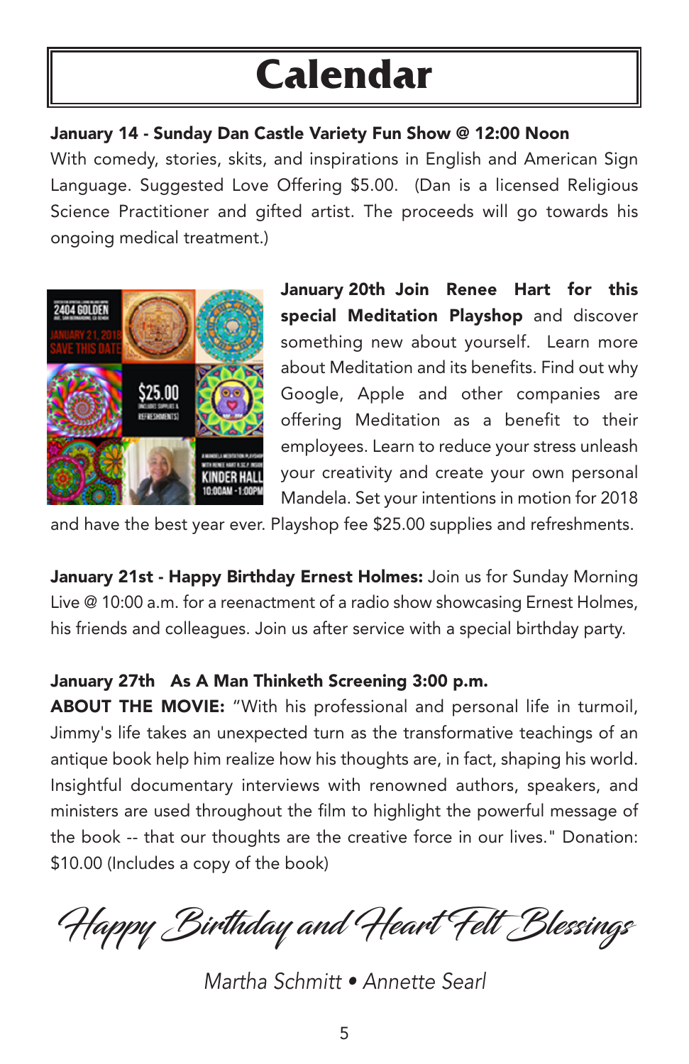# Calendar

**January 14 - Sunday Dan Castle Variety Fun Show @ 12:00 Noon**
With comedy, stories, skits, and inspirations in English and American Sign Language. Suggested Love Offering $5.00. (Dan is a licensed Religious Science Practitioner and gifted artist. The proceeds will go towards his ongoing medical treatment.)

**January 20th Join Renee Hart for this special Meditation Playshop** and discover something new about yourself. Learn more about Meditation and its benefits. Find out why Google, Apple and other companies are offering Meditation as a benefit to their employees. Learn to reduce your stress unleash your creativity and create your own personal Mandela. Set your intentions in motion for 2018 and have the best year ever. Playshop fee $25.00 supplies and refreshments.

**January 21st - Happy Birthday Ernest Holmes:** Join us for Sunday Morning Live @ 10:00 a.m. for a reenactment of a radio show showcasing Ernest Holmes, his friends and colleagues. Join us after service with a special birthday party.

**January 27th As A Man Thinketh Screening 3:00 p.m.**
**ABOUT THE MOVIE:** "With his professional and personal life in turmoil, Jimmy's life takes an unexpected turn as the transformative teachings of an antique book help him realize how his thoughts are, in fact, shaping his world. Insightful documentary interviews with renowned authors, speakers, and ministers are used throughout the film to highlight the powerful message of the book -- that our thoughts are the creative force in our lives." Donation: $10.00 (Includes a copy of the book)

*Happy Birthday and Heart Felt Blessings*

*Martha Schmitt • Annette Searl*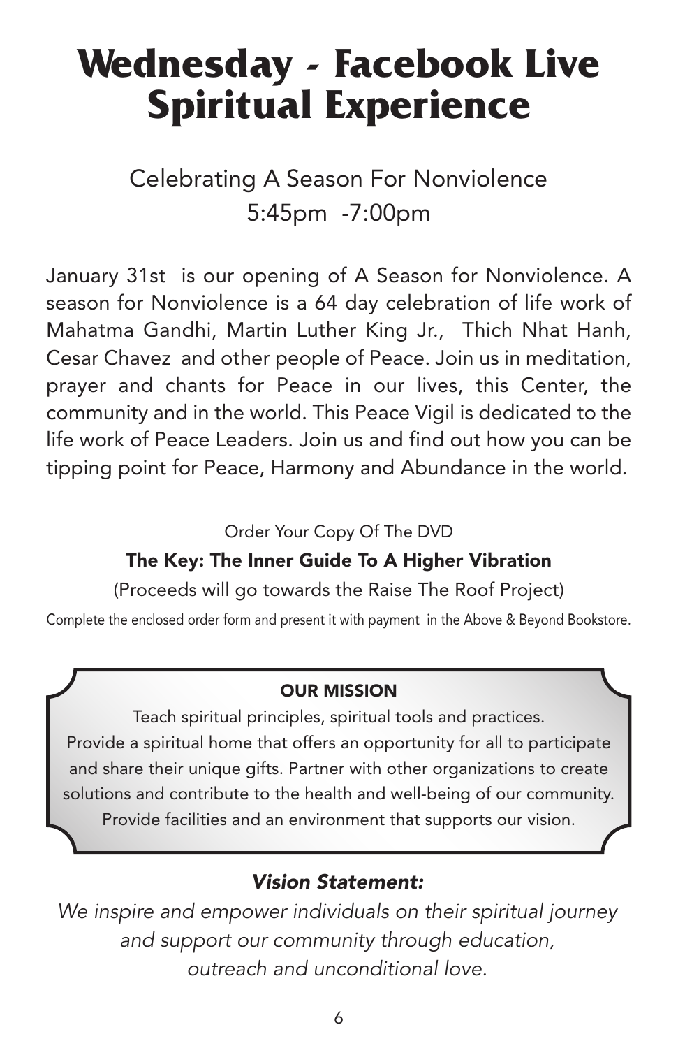# Wednesday - Facebook Live Spiritual Experience

Celebrating A Season For Nonviolence
5:45pm -7:00pm

January 31st is our opening of A Season for Nonviolence. A season for Nonviolence is a 64 day celebration of life work of Mahatma Gandhi, Martin Luther King Jr., Thich Nhat Hanh, Cesar Chavez and other people of Peace. Join us in meditation, prayer and chants for Peace in our lives, this Center, the community and in the world. This Peace Vigil is dedicated to the life work of Peace Leaders. Join us and find out how you can be tipping point for Peace, Harmony and Abundance in the world.

Order Your Copy Of The DVD

**The Key: The Inner Guide To A Higher Vibration**

(Proceeds will go towards the Raise The Roof Project)

Complete the enclosed order form and present it with payment in the Above & Beyond Bookstore.

**OUR MISSION**

Teach spiritual principles, spiritual tools and practices.
Provide a spiritual home that offers an opportunity for all to participate and share their unique gifts. Partner with other organizations to create solutions and contribute to the health and well-being of our community.
Provide facilities and an environment that supports our vision.

***Vision Statement:***

*We inspire and empower individuals on their spiritual journey and support our community through education, outreach and unconditional love.*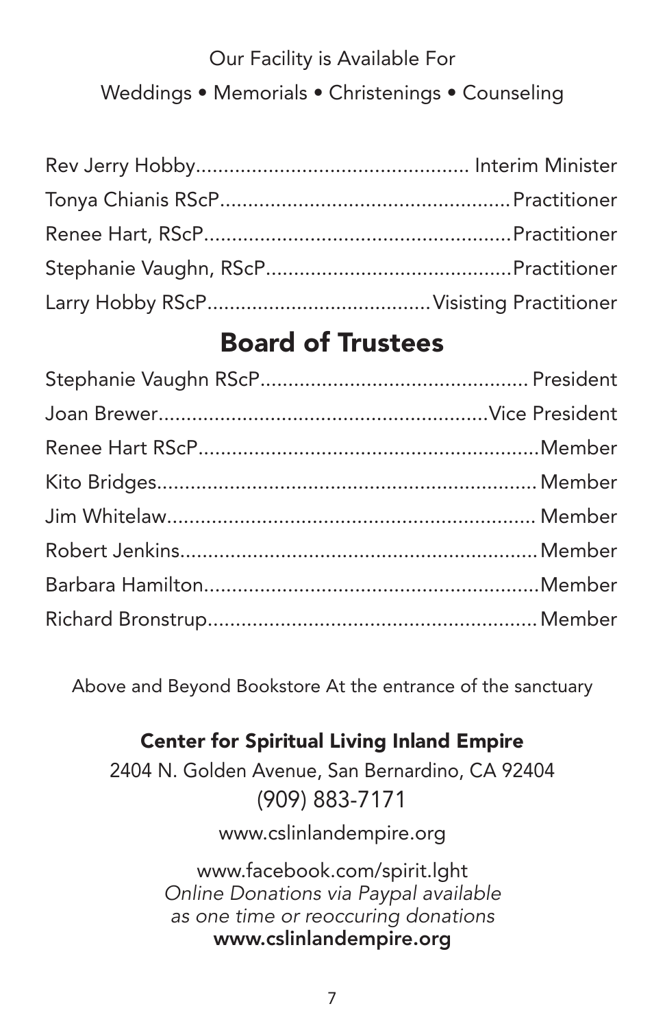Our Facility is Available For

Weddings • Memorials • Christenings • Counseling

Rev Jerry Hobby................................................ Interim Minister
Tonya Chianis RScP...................................................Practitioner
Renee Hart, RScP......................................................Practitioner
Stephanie Vaughn, RScP............................................Practitioner
Larry Hobby RScP.......................................Visisting Practitioner

## Board of Trustees

Stephanie Vaughn RScP................................................ President
Joan Brewer.........................................................Vice President
Renee Hart RScP.............................................................Member
Kito Bridges...................................................................Member
Jim Whitelaw.................................................................. Member
Robert Jenkins...............................................................Member
Barbara Hamilton...........................................................Member
Richard Bronstrup..........................................................Member

Above and Beyond Bookstore At the entrance of the sanctuary

**Center for Spiritual Living Inland Empire**

2404 N. Golden Avenue, San Bernardino, CA 92404

(909) 883-7171

www.cslinlandempire.org

www.facebook.com/spirit.lght

*Online Donations via Paypal available as one time or reoccuring donations*

**www.cslinlandempire.org**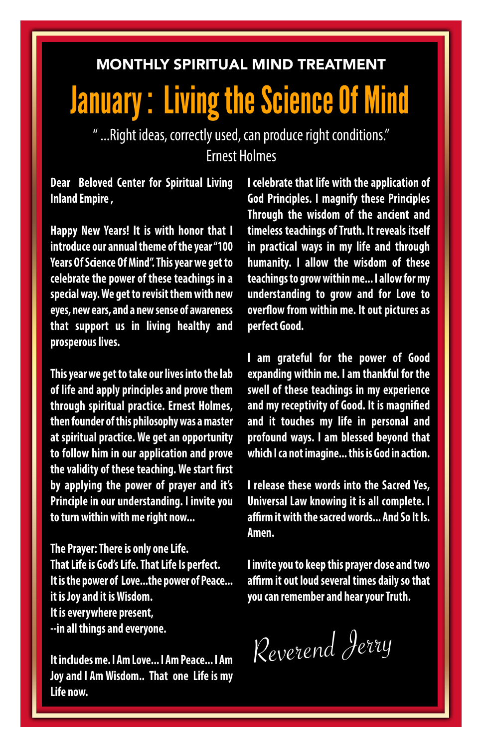## MONTHLY SPIRITUAL MIND TREATMENT

# January : Living the Science Of Mind

" ...Right ideas, correctly used, can produce right conditions."
Ernest Holmes

**Dear Beloved Center for Spiritual Living Inland Empire ,**

**Happy New Years! It is with honor that I introduce our annual theme of the year "100 Years Of Science Of Mind". This year we get to celebrate the power of these teachings in a special way. We get to revisit them with new eyes, new ears, and a new sense of awareness that support us in living healthy and prosperous lives.**

**This year we get to take our lives into the lab of life and apply principles and prove them through spiritual practice. Ernest Holmes, then founder of this philosophy was a master at spiritual practice. We get an opportunity to follow him in our application and prove the validity of these teaching. We start first by applying the power of prayer and it's Principle in our understanding. I invite you to turn within with me right now...**

**The Prayer: There is only one Life.**
**That Life is God's Life. That Life Is perfect.**
**It is the power of Love...the power of Peace...**
**it is Joy and it is Wisdom.**
**It is everywhere present,**
**--in all things and everyone.**

**It includes me. I Am Love... I Am Peace... I Am Joy and I Am Wisdom.. That one Life is my Life now.**

**I celebrate that life with the application of God Principles. I magnify these Principles Through the wisdom of the ancient and timeless teachings of Truth. It reveals itself in practical ways in my life and through humanity. I allow the wisdom of these teachings to grow within me... I allow for my understanding to grow and for Love to overflow from within me. It out pictures as perfect Good.**

**I am grateful for the power of Good expanding within me. I am thankful for the swell of these teachings in my experience and my receptivity of Good. It is magnified and it touches my life in personal and profound ways. I am blessed beyond that which I ca not imagine... this is God in action.**

**I release these words into the Sacred Yes, Universal Law knowing it is all complete. I affirm it with the sacred words... And So It Is. Amen.**

**I invite you to keep this prayer close and two affirm it out loud several times daily so that you can remember and hear your Truth.**

*Reverend Jerry*